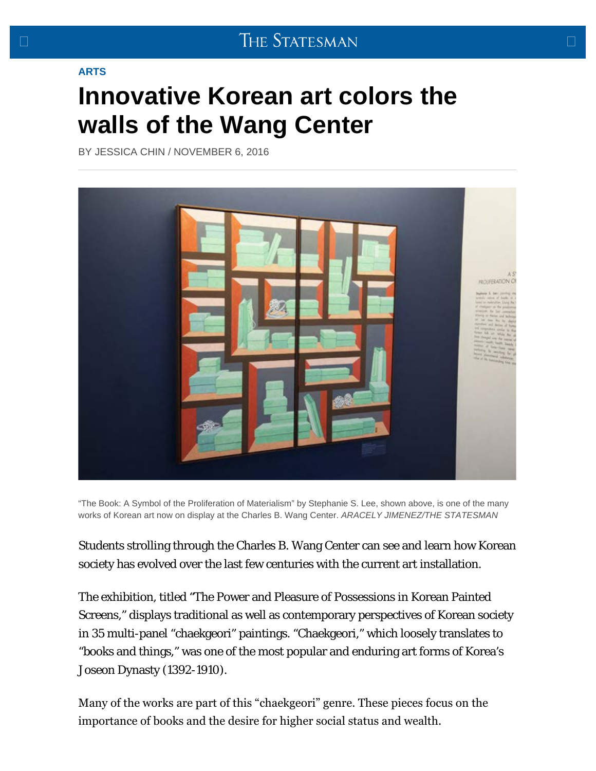The Statesman

ARTS

# Innovative Korean art colors the walls of the Wang Center

BY JESSICA CHIN / NOVEMBER 6, 2016

"The Book: A Symbol of the Proliferation of Materialism" by Stephanie S. Lee, shown above, is one of the many works of Korean art now on display at the Charles B. Wang Center. *ARACELY JIMENEZ/THE STATESMAN*

Students strolling through the Charles B. Wang Center can see and learn how Korean society has evolved over the last few centuries with the current art installation.

The exhibition, titled "The Power and Pleasure of Possessions in Korean Painted Screens," displays traditional as well as contemporary perspectives of Korean society in 35 multi-panel "chaekgeori" paintings. "Chaekgeori," which loosely translates to "books and things," was one of the most popular and enduring art forms of Korea's Joseon Dynasty (1392-1910).

Many of the works are part of this "chaekgeori" genre. These pieces focus on the importance of books and the desire for higher social status and wealth.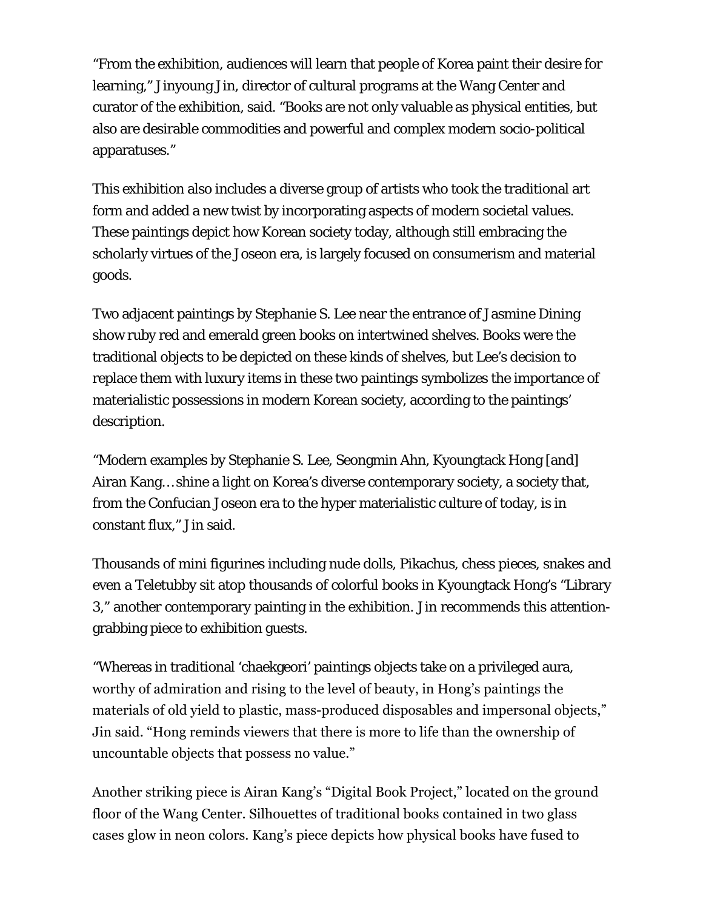"From the exhibition, audiences will learn that people of Korea paint their desire for learning," Jinyoung Jin, director of cultural programs at the Wang Center and curator of the exhibition, said. "Books are not only valuable as physical entities, but also are desirable commodities and powerful and complex modern socio-political apparatuses."

This exhibition also includes a diverse group of artists who took the traditional art form and added a new twist by incorporating aspects of modern societal values. These paintings depict how Korean society today, although still embracing the scholarly virtues of the Joseon era, is largely focused on consumerism and material goods.

Two adjacent paintings by Stephanie S. Lee near the entrance of Jasmine Dining show ruby red and emerald green books on intertwined shelves. Books were the traditional objects to be depicted on these kinds of shelves, but Lee's decision to replace them with luxury items in these two paintings symbolizes the importance of materialistic possessions in modern Korean society, according to the paintings' description.

"Modern examples by Stephanie S. Lee, Seongmin Ahn, Kyoungtack Hong [and] Airan Kang… shine a light on Korea's diverse contemporary society, a society that, from the Confucian Joseon era to the hyper materialistic culture of today, is in constant flux," Jin said.

Thousands of mini figurines including nude dolls, Pikachus, chess pieces, snakes and even a Teletubby sit atop thousands of colorful books in Kyoungtack Hong's "Library 3," another contemporary painting in the exhibition. Jin recommends this attention-grabbing piece to exhibition guests.

"Whereas in traditional 'chaekgeori' paintings objects take on a privileged aura, worthy of admiration and rising to the level of beauty, in Hong's paintings the materials of old yield to plastic, mass-produced disposables and impersonal objects," Jin said. "Hong reminds viewers that there is more to life than the ownership of uncountable objects that possess no value."

Another striking piece is Airan Kang's "Digital Book Project," located on the ground floor of the Wang Center. Silhouettes of traditional books contained in two glass cases glow in neon colors. Kang's piece depicts how physical books have fused to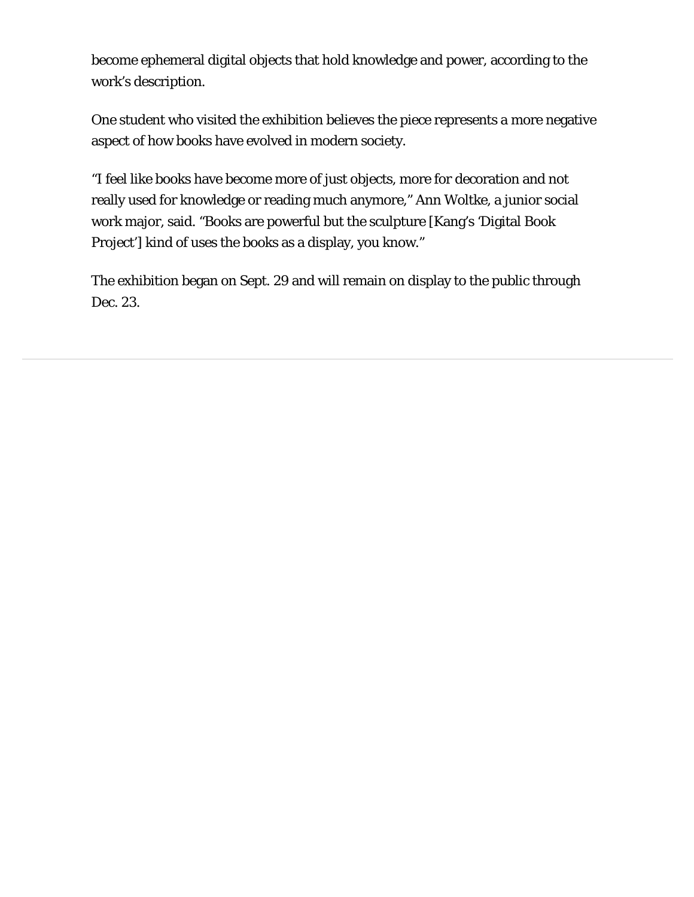become ephemeral digital objects that hold knowledge and power, according to the work's description.

One student who visited the exhibition believes the piece represents a more negative aspect of how books have evolved in modern society.

"I feel like books have become more of just objects, more for decoration and not really used for knowledge or reading much anymore," Ann Woltke, a junior social work major, said. "Books are powerful but the sculpture [Kang's 'Digital Book Project'] kind of uses the books as a display, you know."

The exhibition began on Sept. 29 and will remain on display to the public through Dec. 23.